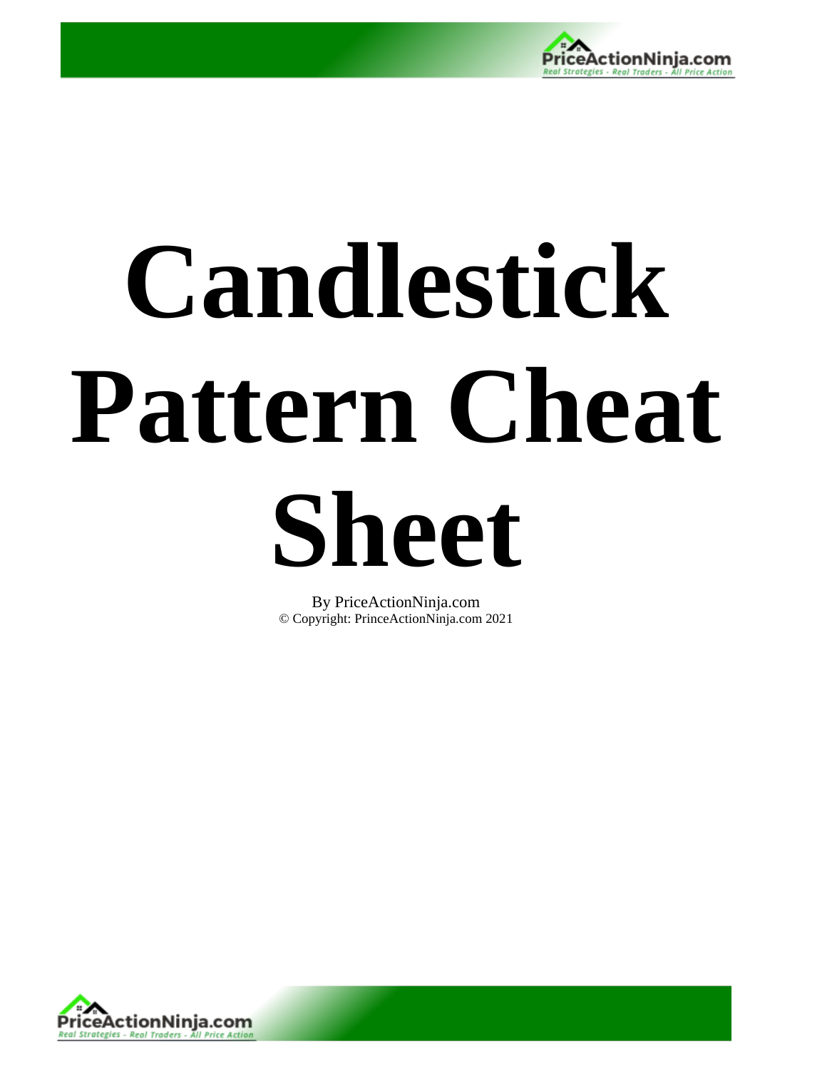# Candlestick Pattern Cheat Sheet

By PriceActionNinja.com
© Copyright: PrinceActionNinja.com 2021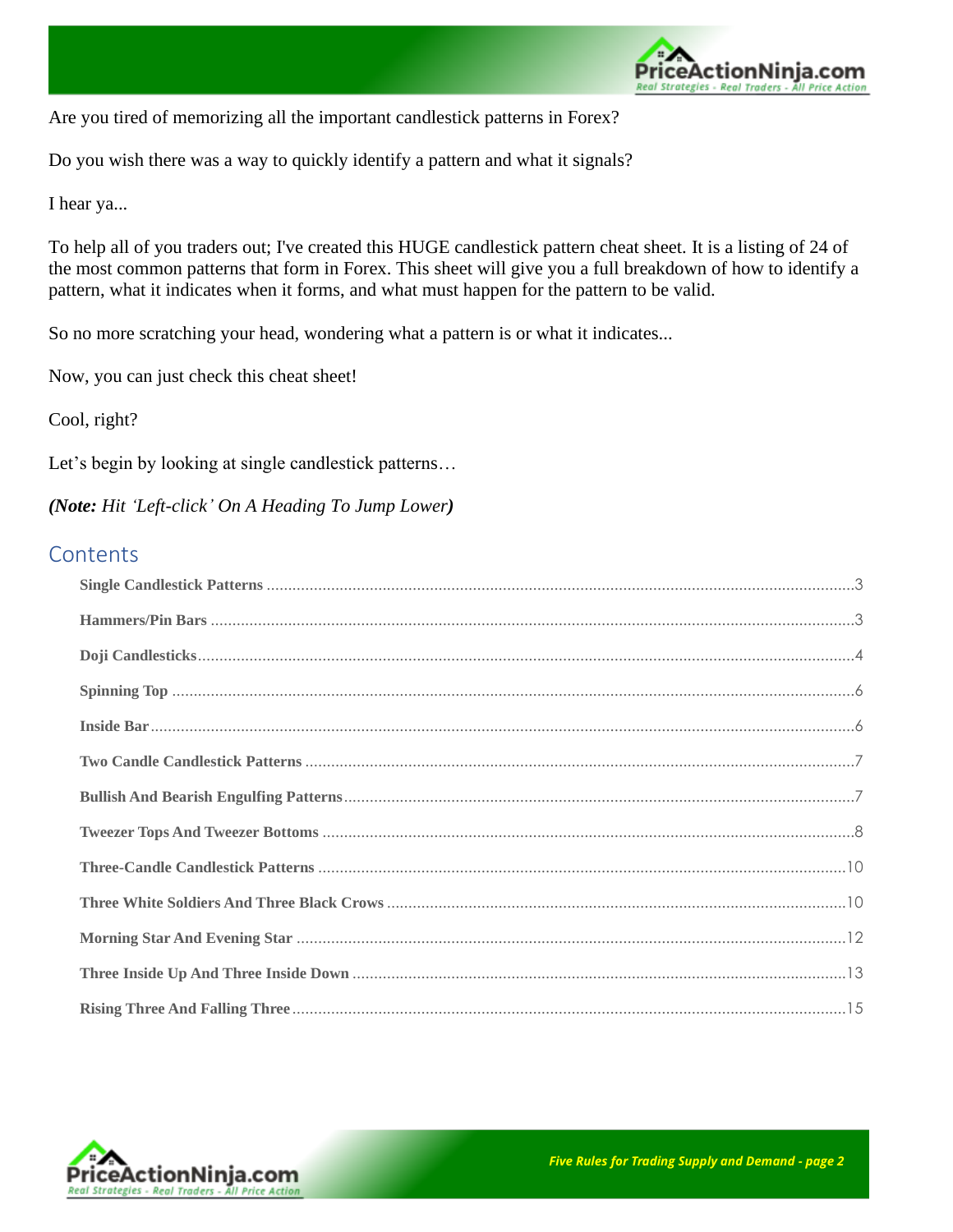Are you tired of memorizing all the important candlestick patterns in Forex?

Do you wish there was a way to quickly identify a pattern and what it signals?

I hear ya...

To help all of you traders out; I've created this HUGE candlestick pattern cheat sheet. It is a listing of 24 of the most common patterns that form in Forex. This sheet will give you a full breakdown of how to identify a pattern, what it indicates when it forms, and what must happen for the pattern to be valid.

So no more scratching your head, wondering what a pattern is or what it indicates...

Now, you can just check this cheat sheet!

Cool, right?

Let's begin by looking at single candlestick patterns…

***(Note:** Hit 'Left-click' On A Heading To Jump Lower)*

## Contents

**Single Candlestick Patterns** ........ 3

**Hammers/Pin Bars** ........ 3

**Doji Candlesticks** ........ 4

**Spinning Top** ........ 6

**Inside Bar** ........ 6

**Two Candle Candlestick Patterns** ........ 7

**Bullish And Bearish Engulfing Patterns** ........ 7

**Tweezer Tops And Tweezer Bottoms** ........ 8

**Three-Candle Candlestick Patterns** ........ 10

**Three White Soldiers And Three Black Crows** ........ 10

**Morning Star And Evening Star** ........ 12

**Three Inside Up And Three Inside Down** ........ 13

**Rising Three And Falling Three** ........ 15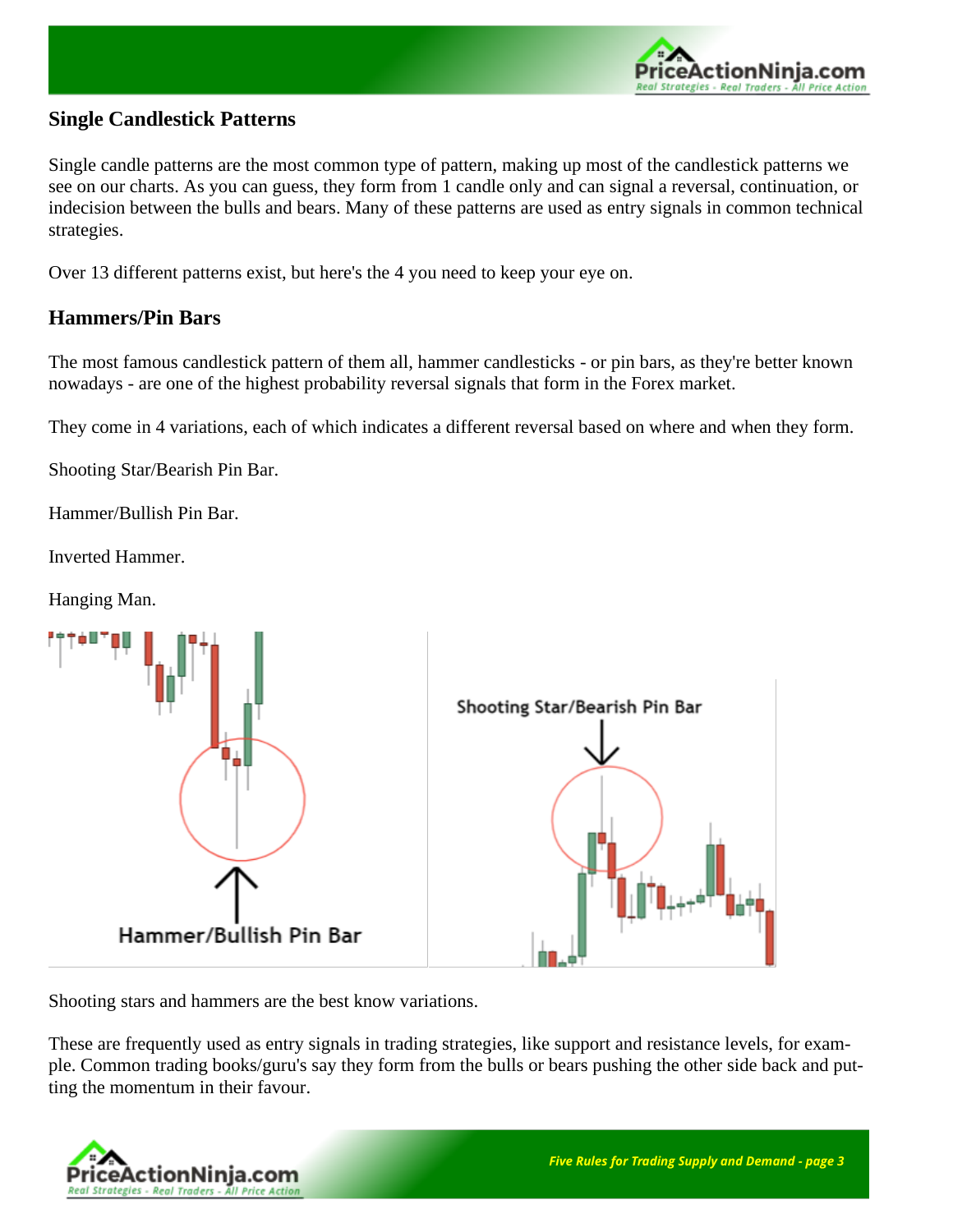## Single Candlestick Patterns

Single candle patterns are the most common type of pattern, making up most of the candlestick patterns we see on our charts. As you can guess, they form from 1 candle only and can signal a reversal, continuation, or indecision between the bulls and bears. Many of these patterns are used as entry signals in common technical strategies.

Over 13 different patterns exist, but here's the 4 you need to keep your eye on.

## Hammers/Pin Bars

The most famous candlestick pattern of them all, hammer candlesticks - or pin bars, as they're better known nowadays - are one of the highest probability reversal signals that form in the Forex market.

They come in 4 variations, each of which indicates a different reversal based on where and when they form.

Shooting Star/Bearish Pin Bar.

Hammer/Bullish Pin Bar.

Inverted Hammer.

Hanging Man.

Shooting stars and hammers are the best know variations.

These are frequently used as entry signals in trading strategies, like support and resistance levels, for example. Common trading books/guru's say they form from the bulls or bears pushing the other side back and putting the momentum in their favour.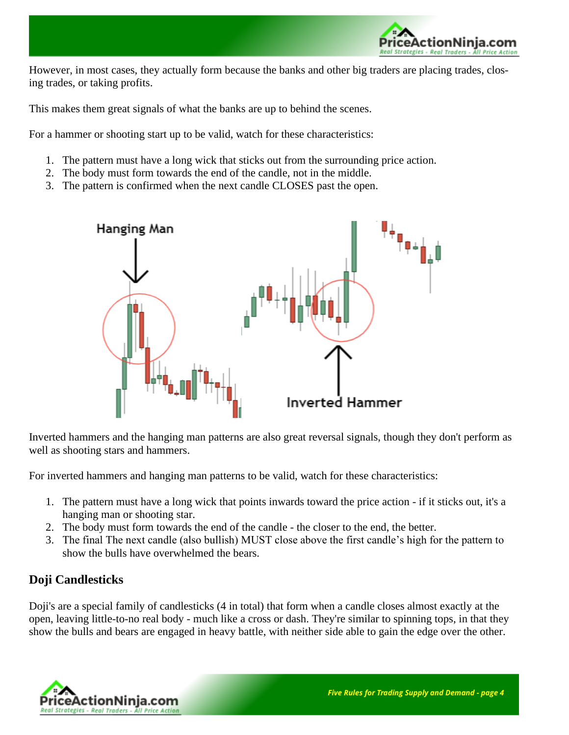However, in most cases, they actually form because the banks and other big traders are placing trades, closing trades, or taking profits.

This makes them great signals of what the banks are up to behind the scenes.

For a hammer or shooting start up to be valid, watch for these characteristics:

1. The pattern must have a long wick that sticks out from the surrounding price action.
2. The body must form towards the end of the candle, not in the middle.
3. The pattern is confirmed when the next candle CLOSES past the open.

Inverted hammers and the hanging man patterns are also great reversal signals, though they don't perform as well as shooting stars and hammers.

For inverted hammers and hanging man patterns to be valid, watch for these characteristics:

1. The pattern must have a long wick that points inwards toward the price action - if it sticks out, it's a hanging man or shooting star.
2. The body must form towards the end of the candle - the closer to the end, the better.
3. The final The next candle (also bullish) MUST close above the first candle's high for the pattern to show the bulls have overwhelmed the bears.

## Doji Candlesticks

Doji's are a special family of candlesticks (4 in total) that form when a candle closes almost exactly at the open, leaving little-to-no real body - much like a cross or dash. They're similar to spinning tops, in that they show the bulls and bears are engaged in heavy battle, with neither side able to gain the edge over the other.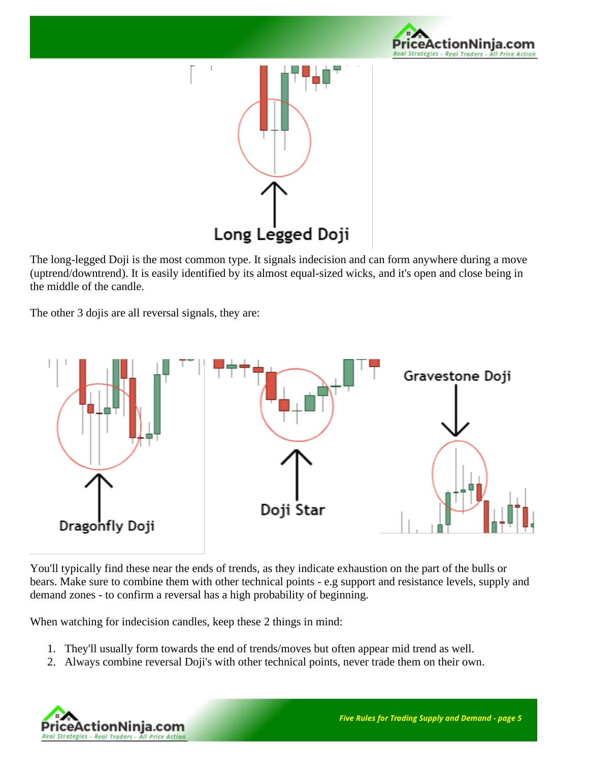Long Legged Doji

The long-legged Doji is the most common type. It signals indecision and can form anywhere during a move (uptrend/downtrend). It is easily identified by its almost equal-sized wicks, and it's open and close being in the middle of the candle.

The other 3 dojis are all reversal signals, they are:

Dragonfly Doji

Doji Star

Gravestone Doji

You'll typically find these near the ends of trends, as they indicate exhaustion on the part of the bulls or bears. Make sure to combine them with other technical points - e.g support and resistance levels, supply and demand zones - to confirm a reversal has a high probability of beginning.

When watching for indecision candles, keep these 2 things in mind:

1. They'll usually form towards the end of trends/moves but often appear mid trend as well.
2. Always combine reversal Doji's with other technical points, never trade them on their own.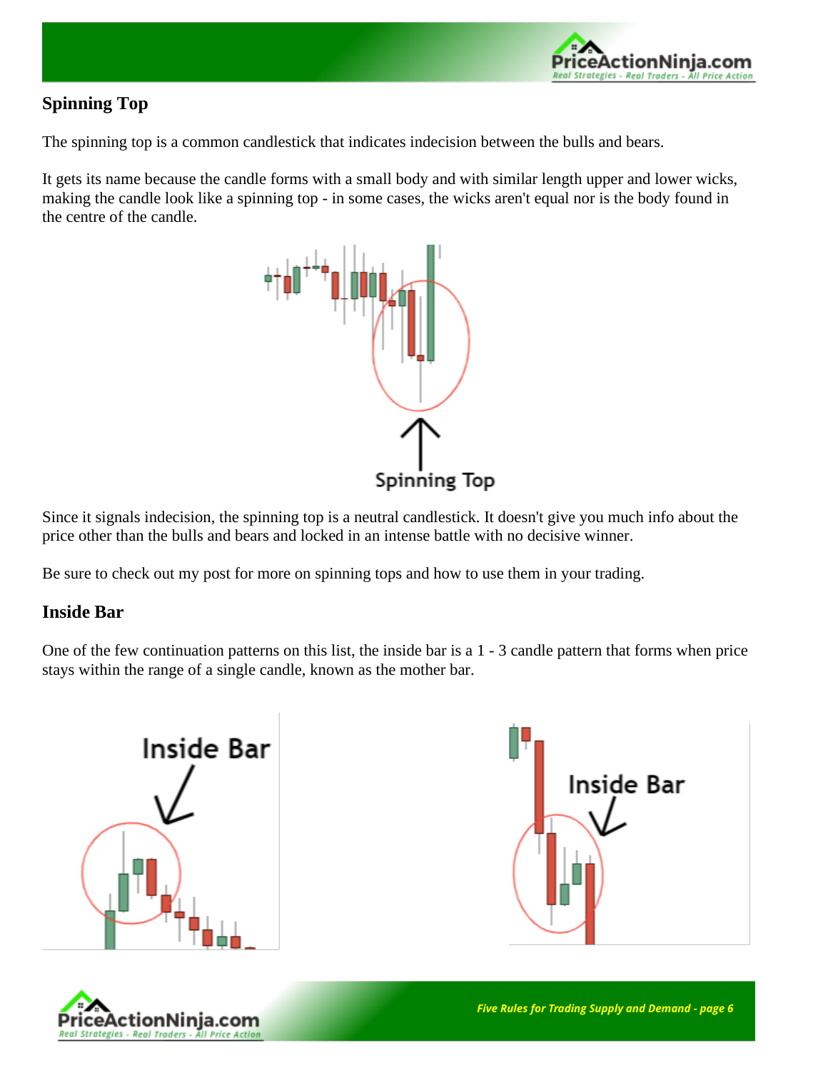### Spinning Top

The spinning top is a common candlestick that indicates indecision between the bulls and bears.

It gets its name because the candle forms with a small body and with similar length upper and lower wicks, making the candle look like a spinning top - in some cases, the wicks aren't equal nor is the body found in the centre of the candle.

Since it signals indecision, the spinning top is a neutral candlestick. It doesn't give you much info about the price other than the bulls and bears and locked in an intense battle with no decisive winner.

Be sure to check out my post for more on spinning tops and how to use them in your trading.

### Inside Bar

One of the few continuation patterns on this list, the inside bar is a 1 - 3 candle pattern that forms when price stays within the range of a single candle, known as the mother bar.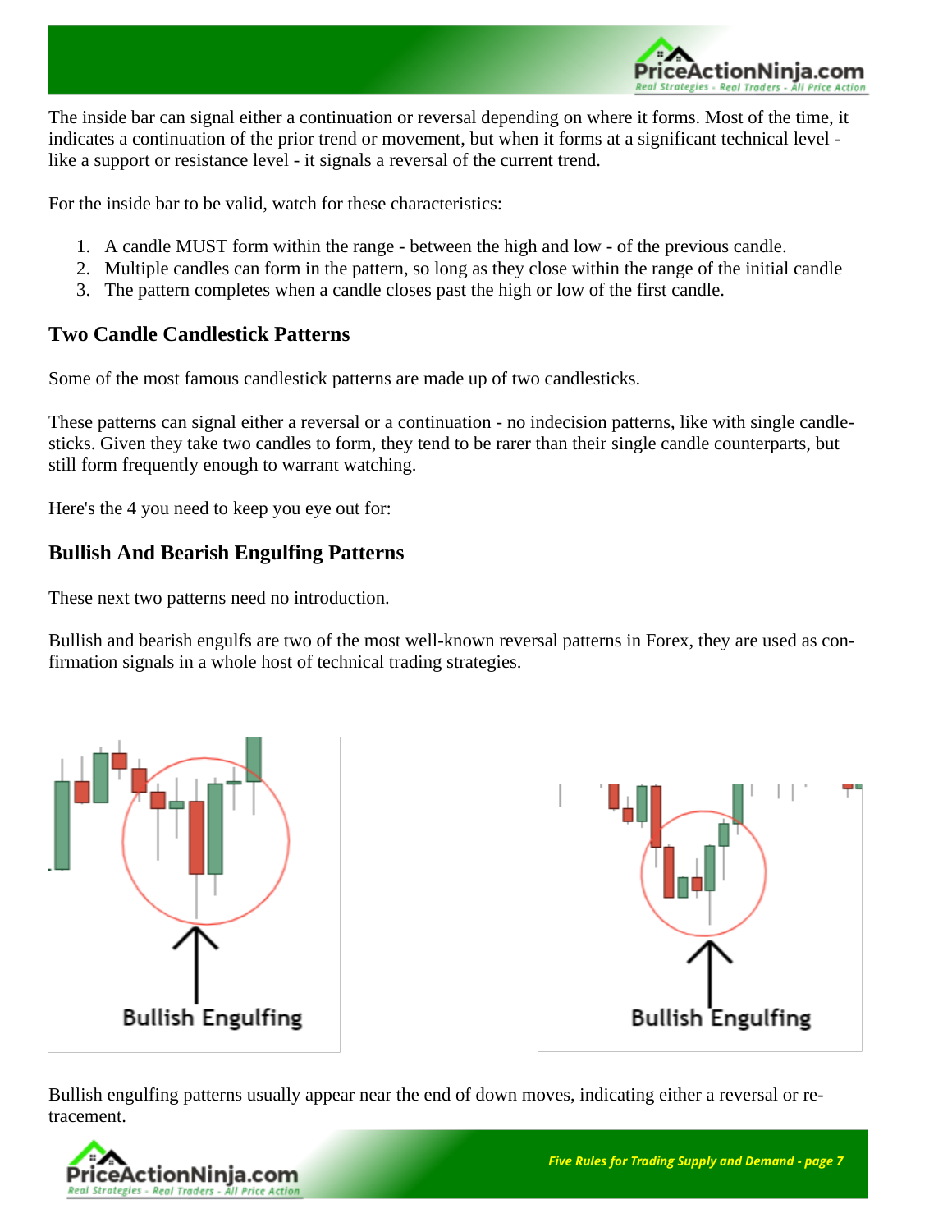The inside bar can signal either a continuation or reversal depending on where it forms. Most of the time, it indicates a continuation of the prior trend or movement, but when it forms at a significant technical level - like a support or resistance level - it signals a reversal of the current trend.

For the inside bar to be valid, watch for these characteristics:

1. A candle MUST form within the range - between the high and low - of the previous candle.
2. Multiple candles can form in the pattern, so long as they close within the range of the initial candle
3. The pattern completes when a candle closes past the high or low of the first candle.

### Two Candle Candlestick Patterns

Some of the most famous candlestick patterns are made up of two candlesticks.

These patterns can signal either a reversal or a continuation - no indecision patterns, like with single candlesticks. Given they take two candles to form, they tend to be rarer than their single candle counterparts, but still form frequently enough to warrant watching.

Here's the 4 you need to keep you eye out for:

### Bullish And Bearish Engulfing Patterns

These next two patterns need no introduction.

Bullish and bearish engulfs are two of the most well-known reversal patterns in Forex, they are used as confirmation signals in a whole host of technical trading strategies.

Bullish Engulfing

Bullish Engulfing

Bullish engulfing patterns usually appear near the end of down moves, indicating either a reversal or retracement.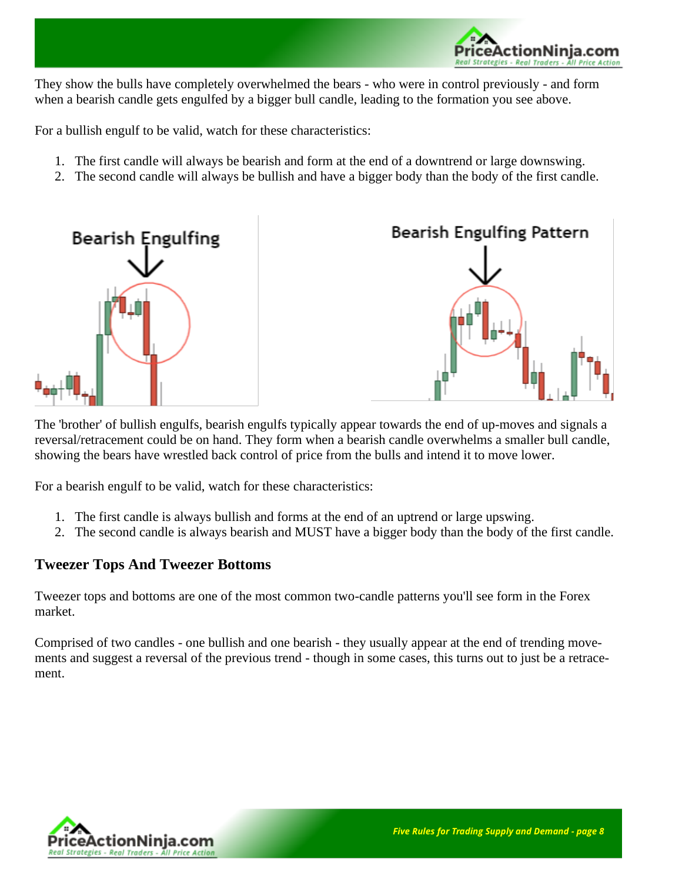They show the bulls have completely overwhelmed the bears - who were in control previously - and form when a bearish candle gets engulfed by a bigger bull candle, leading to the formation you see above.

For a bullish engulf to be valid, watch for these characteristics:

1. The first candle will always be bearish and form at the end of a downtrend or large downswing.
2. The second candle will always be bullish and have a bigger body than the body of the first candle.

The 'brother' of bullish engulfs, bearish engulfs typically appear towards the end of up-moves and signals a reversal/retracement could be on hand. They form when a bearish candle overwhelms a smaller bull candle, showing the bears have wrestled back control of price from the bulls and intend it to move lower.

For a bearish engulf to be valid, watch for these characteristics:

1. The first candle is always bullish and forms at the end of an uptrend or large upswing.
2. The second candle is always bearish and MUST have a bigger body than the body of the first candle.

## Tweezer Tops And Tweezer Bottoms

Tweezer tops and bottoms are one of the most common two-candle patterns you'll see form in the Forex market.

Comprised of two candles - one bullish and one bearish - they usually appear at the end of trending movements and suggest a reversal of the previous trend - though in some cases, this turns out to just be a retracement.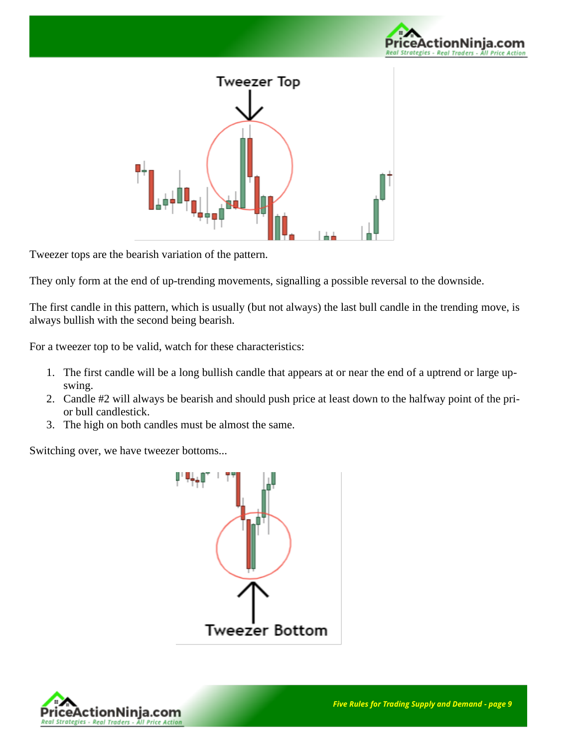Tweezer tops are the bearish variation of the pattern.

They only form at the end of up-trending movements, signalling a possible reversal to the downside.

The first candle in this pattern, which is usually (but not always) the last bull candle in the trending move, is always bullish with the second being bearish.

For a tweezer top to be valid, watch for these characteristics:

1. The first candle will be a long bullish candle that appears at or near the end of a uptrend or large up-swing.
2. Candle #2 will always be bearish and should push price at least down to the halfway point of the prior bull candlestick.
3. The high on both candles must be almost the same.

Switching over, we have tweezer bottoms...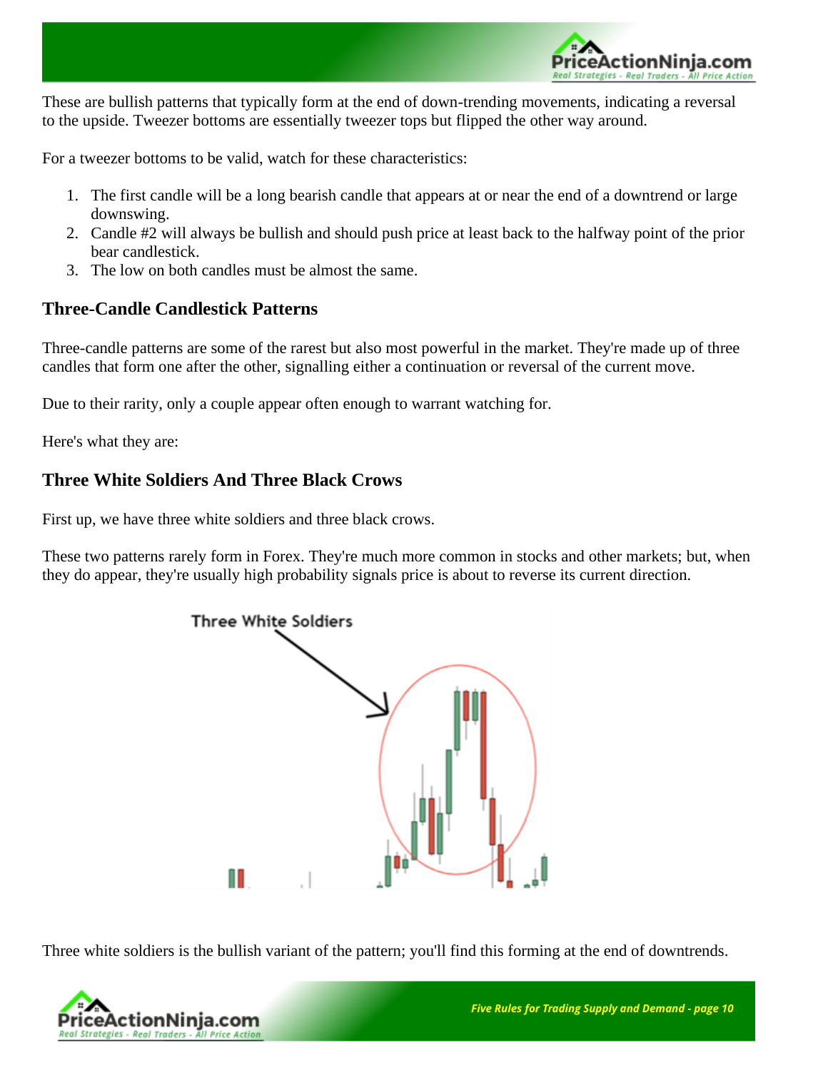These are bullish patterns that typically form at the end of down-trending movements, indicating a reversal to the upside. Tweezer bottoms are essentially tweezer tops but flipped the other way around.

For a tweezer bottoms to be valid, watch for these characteristics:

1. The first candle will be a long bearish candle that appears at or near the end of a downtrend or large downswing.
2. Candle #2 will always be bullish and should push price at least back to the halfway point of the prior bear candlestick.
3. The low on both candles must be almost the same.

### Three-Candle Candlestick Patterns

Three-candle patterns are some of the rarest but also most powerful in the market. They're made up of three candles that form one after the other, signalling either a continuation or reversal of the current move.

Due to their rarity, only a couple appear often enough to warrant watching for.

Here's what they are:

### Three White Soldiers And Three Black Crows

First up, we have three white soldiers and three black crows.

These two patterns rarely form in Forex. They're much more common in stocks and other markets; but, when they do appear, they're usually high probability signals price is about to reverse its current direction.

Three White Soldiers

Three white soldiers is the bullish variant of the pattern; you'll find this forming at the end of downtrends.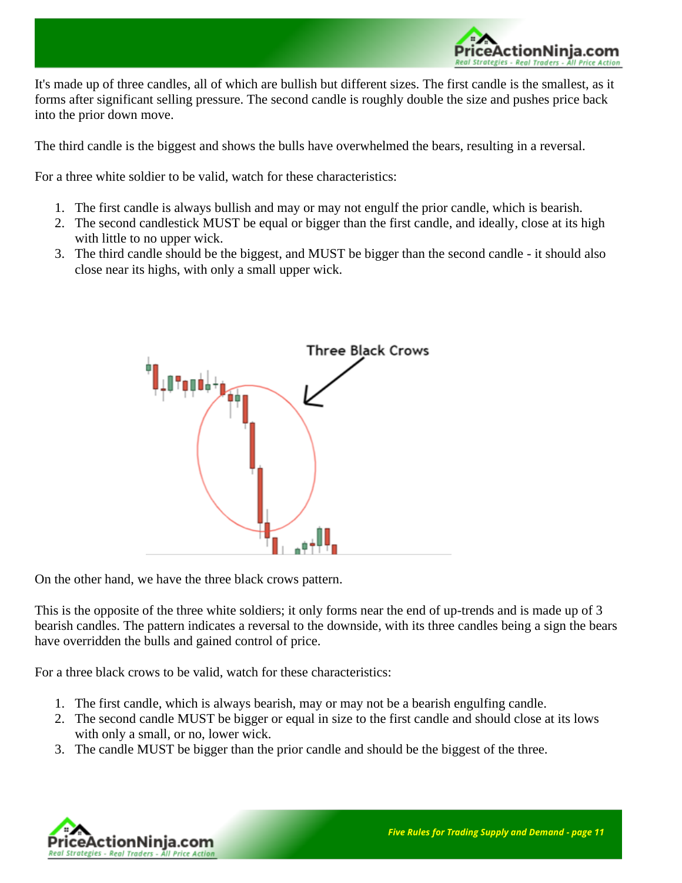It's made up of three candles, all of which are bullish but different sizes. The first candle is the smallest, as it forms after significant selling pressure. The second candle is roughly double the size and pushes price back into the prior down move.

The third candle is the biggest and shows the bulls have overwhelmed the bears, resulting in a reversal.

For a three white soldier to be valid, watch for these characteristics:

1. The first candle is always bullish and may or may not engulf the prior candle, which is bearish.
2. The second candlestick MUST be equal or bigger than the first candle, and ideally, close at its high with little to no upper wick.
3. The third candle should be the biggest, and MUST be bigger than the second candle - it should also close near its highs, with only a small upper wick.

On the other hand, we have the three black crows pattern.

This is the opposite of the three white soldiers; it only forms near the end of up-trends and is made up of 3 bearish candles. The pattern indicates a reversal to the downside, with its three candles being a sign the bears have overridden the bulls and gained control of price.

For a three black crows to be valid, watch for these characteristics:

1. The first candle, which is always bearish, may or may not be a bearish engulfing candle.
2. The second candle MUST be bigger or equal in size to the first candle and should close at its lows with only a small, or no, lower wick.
3. The candle MUST be bigger than the prior candle and should be the biggest of the three.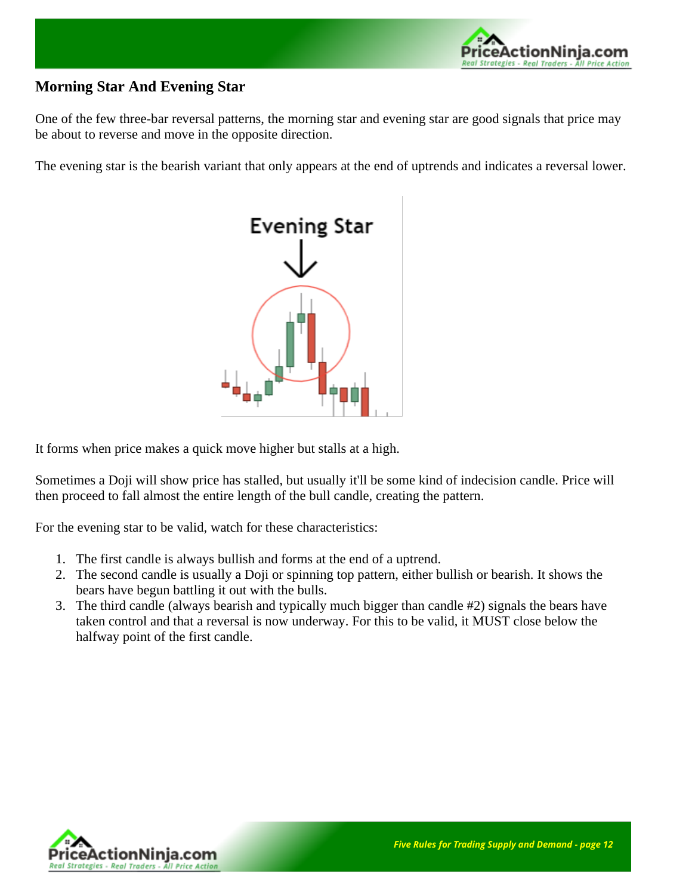## Morning Star And Evening Star

One of the few three-bar reversal patterns, the morning star and evening star are good signals that price may be about to reverse and move in the opposite direction.

The evening star is the bearish variant that only appears at the end of uptrends and indicates a reversal lower.

It forms when price makes a quick move higher but stalls at a high.

Sometimes a Doji will show price has stalled, but usually it'll be some kind of indecision candle. Price will then proceed to fall almost the entire length of the bull candle, creating the pattern.

For the evening star to be valid, watch for these characteristics:

1. The first candle is always bullish and forms at the end of a uptrend.
2. The second candle is usually a Doji or spinning top pattern, either bullish or bearish. It shows the bears have begun battling it out with the bulls.
3. The third candle (always bearish and typically much bigger than candle #2) signals the bears have taken control and that a reversal is now underway. For this to be valid, it MUST close below the halfway point of the first candle.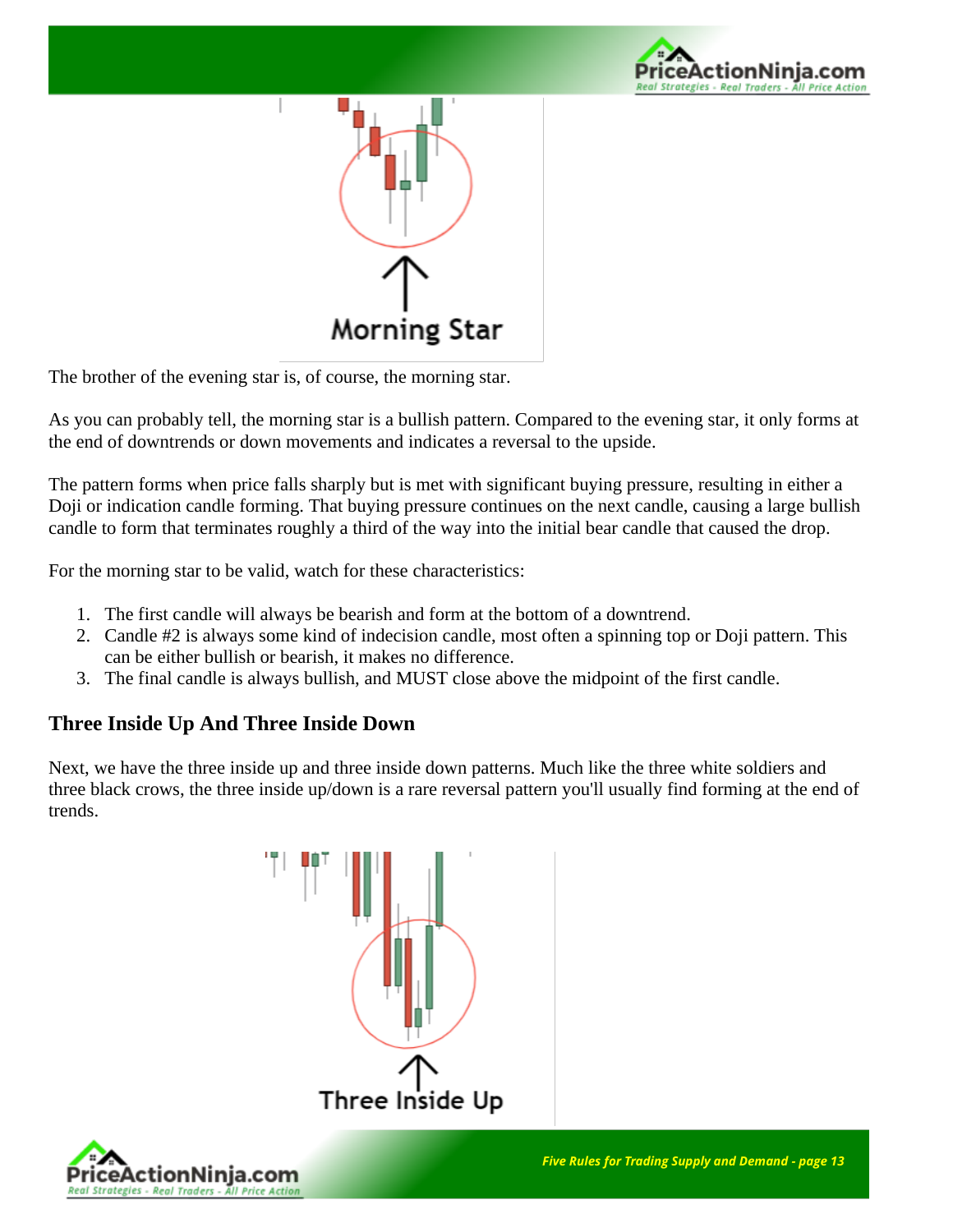The brother of the evening star is, of course, the morning star.

As you can probably tell, the morning star is a bullish pattern. Compared to the evening star, it only forms at the end of downtrends or down movements and indicates a reversal to the upside.

The pattern forms when price falls sharply but is met with significant buying pressure, resulting in either a Doji or indication candle forming. That buying pressure continues on the next candle, causing a large bullish candle to form that terminates roughly a third of the way into the initial bear candle that caused the drop.

For the morning star to be valid, watch for these characteristics:

1. The first candle will always be bearish and form at the bottom of a downtrend.
2. Candle #2 is always some kind of indecision candle, most often a spinning top or Doji pattern. This can be either bullish or bearish, it makes no difference.
3. The final candle is always bullish, and MUST close above the midpoint of the first candle.

### Three Inside Up And Three Inside Down

Next, we have the three inside up and three inside down patterns. Much like the three white soldiers and three black crows, the three inside up/down is a rare reversal pattern you'll usually find forming at the end of trends.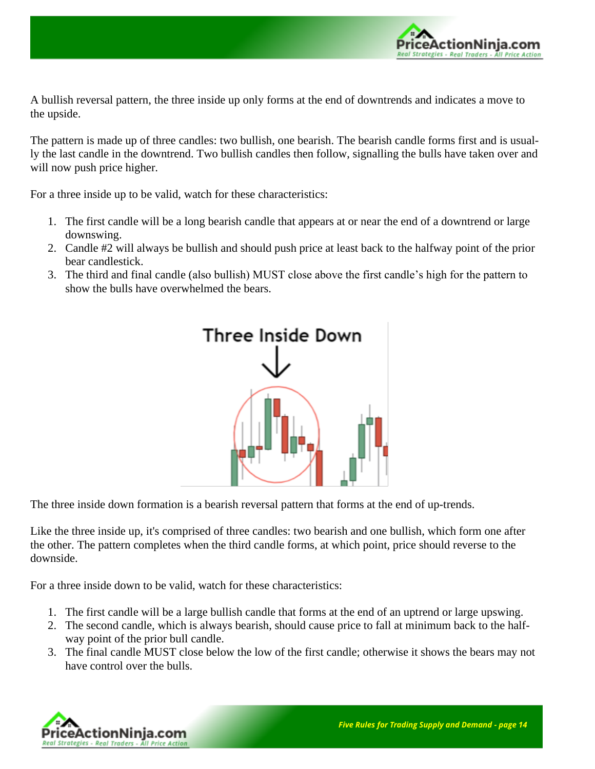A bullish reversal pattern, the three inside up only forms at the end of downtrends and indicates a move to the upside.

The pattern is made up of three candles: two bullish, one bearish. The bearish candle forms first and is usually the last candle in the downtrend. Two bullish candles then follow, signalling the bulls have taken over and will now push price higher.

For a three inside up to be valid, watch for these characteristics:

1. The first candle will be a long bearish candle that appears at or near the end of a downtrend or large downswing.
2. Candle #2 will always be bullish and should push price at least back to the halfway point of the prior bear candlestick.
3. The third and final candle (also bullish) MUST close above the first candle's high for the pattern to show the bulls have overwhelmed the bears.

The three inside down formation is a bearish reversal pattern that forms at the end of up-trends.

Like the three inside up, it's comprised of three candles: two bearish and one bullish, which form one after the other. The pattern completes when the third candle forms, at which point, price should reverse to the downside.

For a three inside down to be valid, watch for these characteristics:

1. The first candle will be a large bullish candle that forms at the end of an uptrend or large upswing.
2. The second candle, which is always bearish, should cause price to fall at minimum back to the half-way point of the prior bull candle.
3. The final candle MUST close below the low of the first candle; otherwise it shows the bears may not have control over the bulls.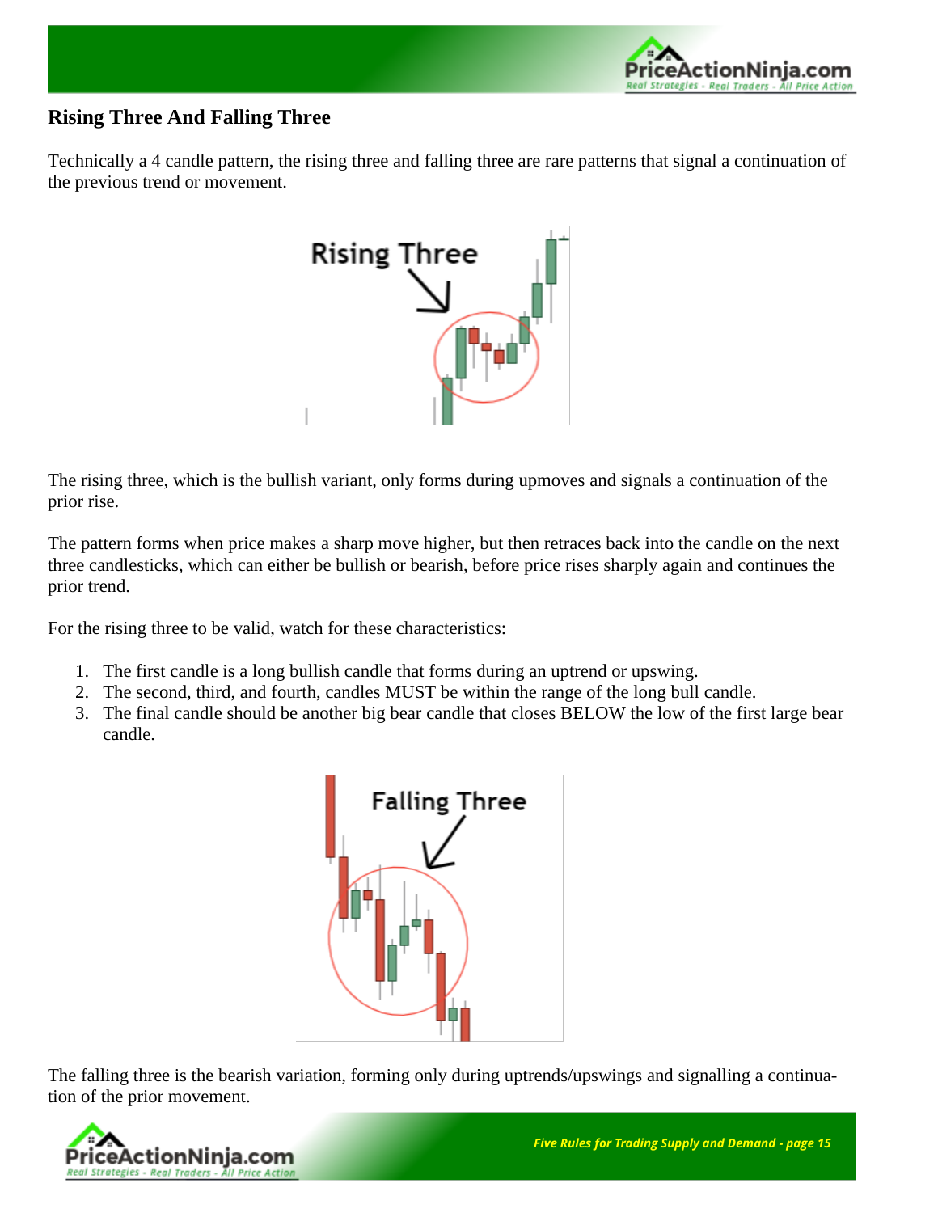## Rising Three And Falling Three

Technically a 4 candle pattern, the rising three and falling three are rare patterns that signal a continuation of the previous trend or movement.

The rising three, which is the bullish variant, only forms during upmoves and signals a continuation of the prior rise.

The pattern forms when price makes a sharp move higher, but then retraces back into the candle on the next three candlesticks, which can either be bullish or bearish, before price rises sharply again and continues the prior trend.

For the rising three to be valid, watch for these characteristics:

1. The first candle is a long bullish candle that forms during an uptrend or upswing.
2. The second, third, and fourth, candles MUST be within the range of the long bull candle.
3. The final candle should be another big bear candle that closes BELOW the low of the first large bear candle.

The falling three is the bearish variation, forming only during uptrends/upswings and signalling a continuation of the prior movement.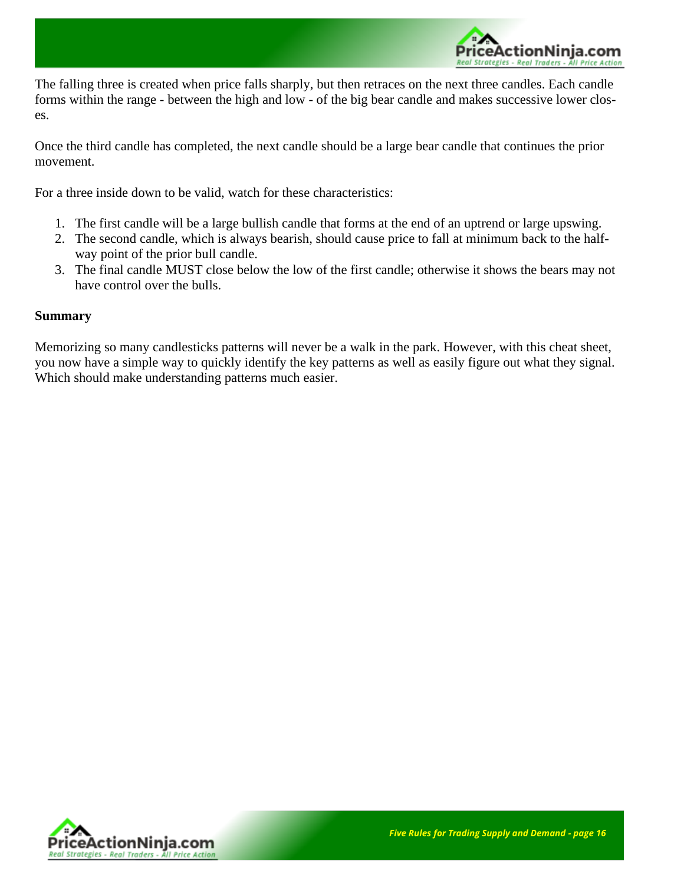The falling three is created when price falls sharply, but then retraces on the next three candles. Each candle forms within the range - between the high and low - of the big bear candle and makes successive lower closes.

Once the third candle has completed, the next candle should be a large bear candle that continues the prior movement.

For a three inside down to be valid, watch for these characteristics:

1. The first candle will be a large bullish candle that forms at the end of an uptrend or large upswing.
2. The second candle, which is always bearish, should cause price to fall at minimum back to the halfway point of the prior bull candle.
3. The final candle MUST close below the low of the first candle; otherwise it shows the bears may not have control over the bulls.

**Summary**

Memorizing so many candlesticks patterns will never be a walk in the park. However, with this cheat sheet, you now have a simple way to quickly identify the key patterns as well as easily figure out what they signal. Which should make understanding patterns much easier.